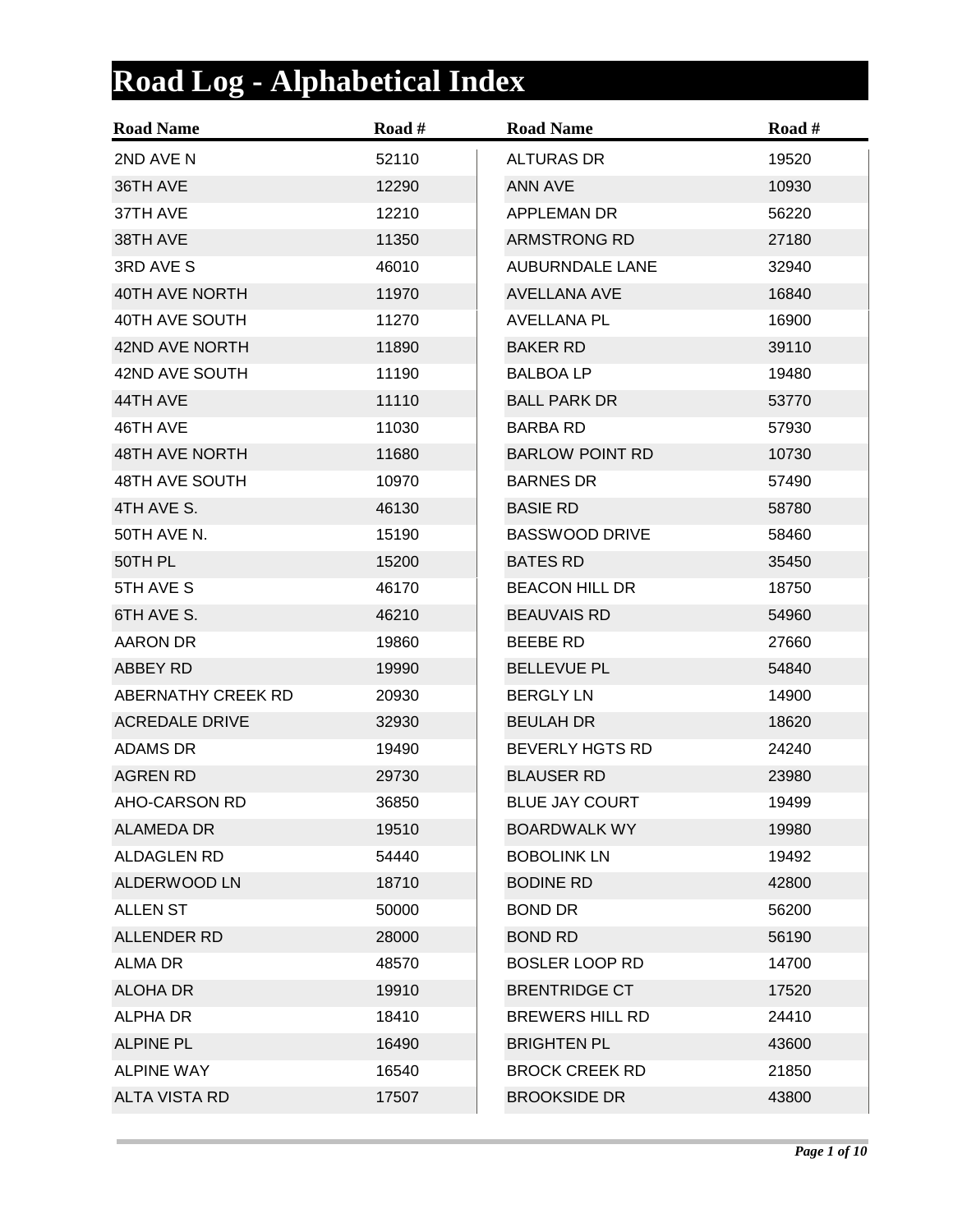# Road Log - Alphabetical Index

| Road Name | Road # |
|---|---|
| 2ND AVE N | 52110 |
| 36TH AVE | 12290 |
| 37TH AVE | 12210 |
| 38TH AVE | 11350 |
| 3RD AVE S | 46010 |
| 40TH AVE NORTH | 11970 |
| 40TH AVE SOUTH | 11270 |
| 42ND AVE NORTH | 11890 |
| 42ND AVE SOUTH | 11190 |
| 44TH AVE | 11110 |
| 46TH AVE | 11030 |
| 48TH AVE NORTH | 11680 |
| 48TH AVE SOUTH | 10970 |
| 4TH AVE S. | 46130 |
| 50TH AVE N. | 15190 |
| 50TH PL | 15200 |
| 5TH AVE S | 46170 |
| 6TH AVE S. | 46210 |
| AARON DR | 19860 |
| ABBEY RD | 19990 |
| ABERNATHY CREEK RD | 20930 |
| ACREDALE DRIVE | 32930 |
| ADAMS DR | 19490 |
| AGREN RD | 29730 |
| AHO-CARSON RD | 36850 |
| ALAMEDA DR | 19510 |
| ALDAGLEN RD | 54440 |
| ALDERWOOD LN | 18710 |
| ALLEN ST | 50000 |
| ALLENDER RD | 28000 |
| ALMA DR | 48570 |
| ALOHA DR | 19910 |
| ALPHA DR | 18410 |
| ALPINE PL | 16490 |
| ALPINE WAY | 16540 |
| ALTA VISTA RD | 17507 |
| ALTURAS DR | 19520 |
| ANN AVE | 10930 |
| APPLEMAN DR | 56220 |
| ARMSTRONG RD | 27180 |
| AUBURNDALE LANE | 32940 |
| AVELLANA AVE | 16840 |
| AVELLANA PL | 16900 |
| BAKER RD | 39110 |
| BALBOA LP | 19480 |
| BALL PARK DR | 53770 |
| BARBA RD | 57930 |
| BARLOW POINT RD | 10730 |
| BARNES DR | 57490 |
| BASIE RD | 58780 |
| BASSWOOD DRIVE | 58460 |
| BATES RD | 35450 |
| BEACON HILL DR | 18750 |
| BEAUVAIS RD | 54960 |
| BEEBE RD | 27660 |
| BELLEVUE PL | 54840 |
| BERGLY LN | 14900 |
| BEULAH DR | 18620 |
| BEVERLY HGTS RD | 24240 |
| BLAUSER RD | 23980 |
| BLUE JAY COURT | 19499 |
| BOARDWALK WY | 19980 |
| BOBOLINK LN | 19492 |
| BODINE RD | 42800 |
| BOND DR | 56200 |
| BOND RD | 56190 |
| BOSLER LOOP RD | 14700 |
| BRENTRIDGE CT | 17520 |
| BREWERS HILL RD | 24410 |
| BRIGHTEN PL | 43600 |
| BROCK CREEK RD | 21850 |
| BROOKSIDE DR | 43800 |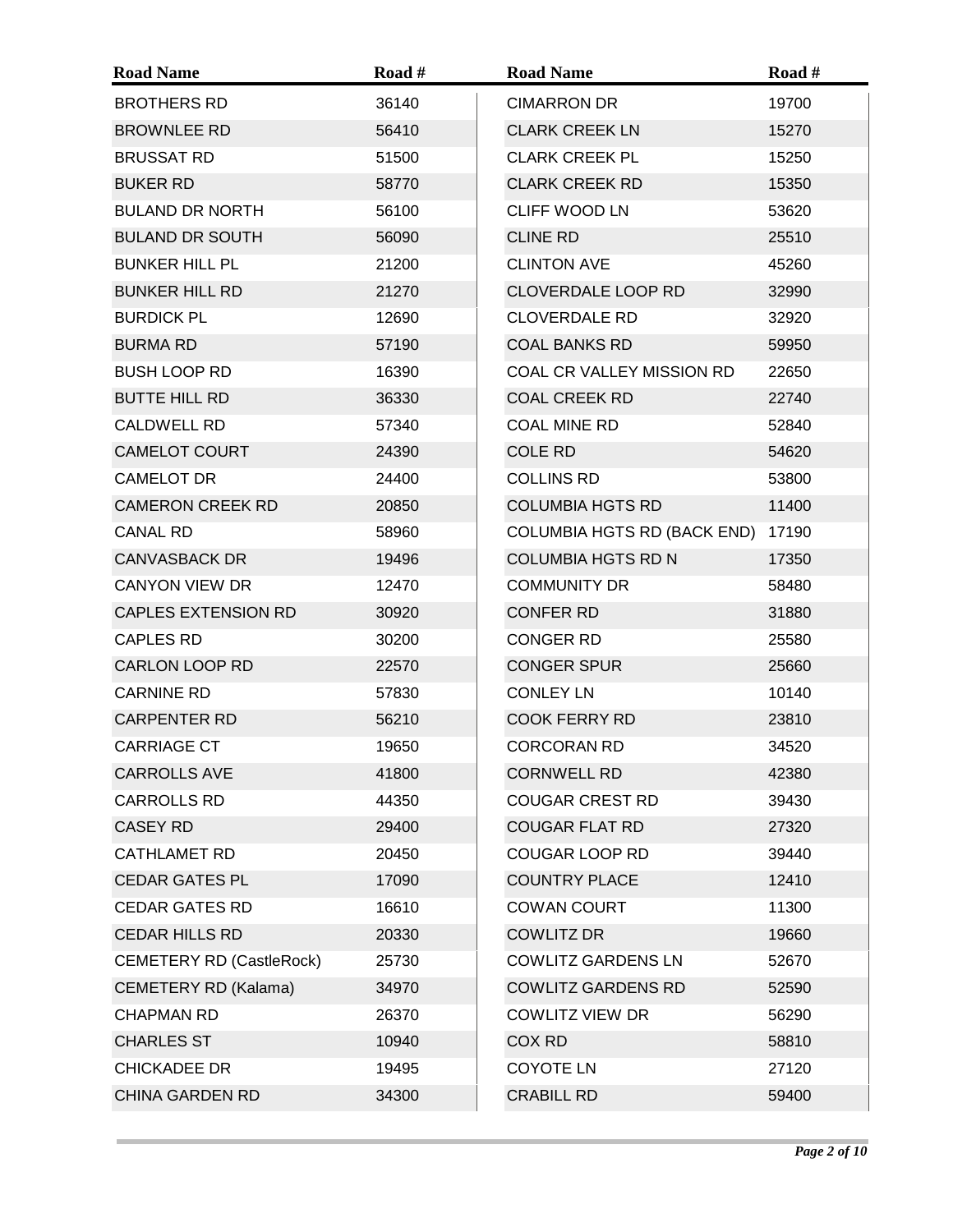| Road Name | Road # | Road Name | Road # |
| --- | --- | --- | --- |
| BROTHERS RD | 36140 | CIMARRON DR | 19700 |
| BROWNLEE RD | 56410 | CLARK CREEK LN | 15270 |
| BRUSSAT RD | 51500 | CLARK CREEK PL | 15250 |
| BUKER RD | 58770 | CLARK CREEK RD | 15350 |
| BULAND DR NORTH | 56100 | CLIFF WOOD LN | 53620 |
| BULAND DR SOUTH | 56090 | CLINE RD | 25510 |
| BUNKER HILL PL | 21200 | CLINTON AVE | 45260 |
| BUNKER HILL RD | 21270 | CLOVERDALE LOOP RD | 32990 |
| BURDICK PL | 12690 | CLOVERDALE RD | 32920 |
| BURMA RD | 57190 | COAL BANKS RD | 59950 |
| BUSH LOOP RD | 16390 | COAL CR VALLEY MISSION RD | 22650 |
| BUTTE HILL RD | 36330 | COAL CREEK RD | 22740 |
| CALDWELL RD | 57340 | COAL MINE RD | 52840 |
| CAMELOT COURT | 24390 | COLE RD | 54620 |
| CAMELOT DR | 24400 | COLLINS RD | 53800 |
| CAMERON CREEK RD | 20850 | COLUMBIA HGTS RD | 11400 |
| CANAL RD | 58960 | COLUMBIA HGTS RD (BACK END) | 17190 |
| CANVASBACK DR | 19496 | COLUMBIA HGTS RD N | 17350 |
| CANYON VIEW DR | 12470 | COMMUNITY DR | 58480 |
| CAPLES EXTENSION RD | 30920 | CONFER RD | 31880 |
| CAPLES RD | 30200 | CONGER RD | 25580 |
| CARLON LOOP RD | 22570 | CONGER SPUR | 25660 |
| CARNINE RD | 57830 | CONLEY LN | 10140 |
| CARPENTER RD | 56210 | COOK FERRY RD | 23810 |
| CARRIAGE CT | 19650 | CORCORAN RD | 34520 |
| CARROLLS AVE | 41800 | CORNWELL RD | 42380 |
| CARROLLS RD | 44350 | COUGAR CREST RD | 39430 |
| CASEY RD | 29400 | COUGAR FLAT RD | 27320 |
| CATHLAMET RD | 20450 | COUGAR LOOP RD | 39440 |
| CEDAR GATES PL | 17090 | COUNTRY PLACE | 12410 |
| CEDAR GATES RD | 16610 | COWAN COURT | 11300 |
| CEDAR HILLS RD | 20330 | COWLITZ DR | 19660 |
| CEMETERY RD (CastleRock) | 25730 | COWLITZ GARDENS LN | 52670 |
| CEMETERY RD (Kalama) | 34970 | COWLITZ GARDENS RD | 52590 |
| CHAPMAN RD | 26370 | COWLITZ VIEW DR | 56290 |
| CHARLES ST | 10940 | COX RD | 58810 |
| CHICKADEE DR | 19495 | COYOTE LN | 27120 |
| CHINA GARDEN RD | 34300 | CRABILL RD | 59400 |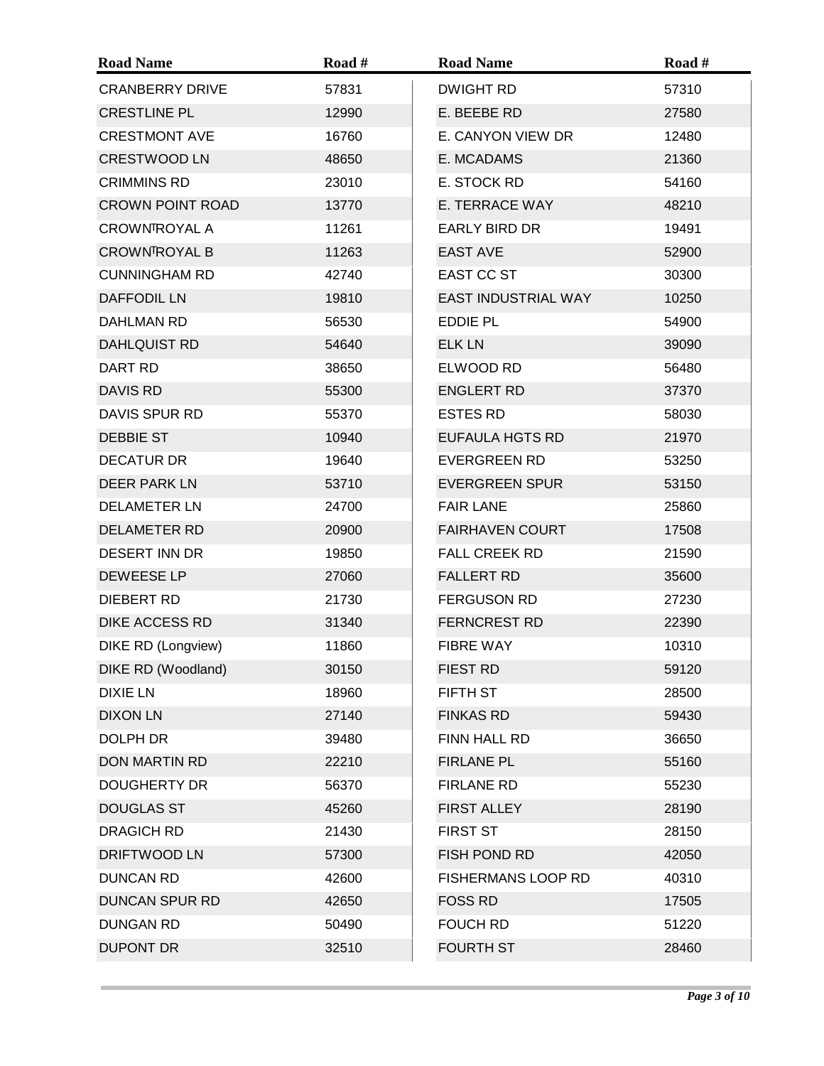| Road Name | Road # | Road Name | Road # |
|---|---|---|---|
| CRANBERRY DRIVE | 57831 | DWIGHT RD | 57310 |
| CRESTLINE PL | 12990 | E. BEEBE RD | 27580 |
| CRESTMONT AVE | 16760 | E. CANYON VIEW DR | 12480 |
| CRESTWOOD LN | 48650 | E. MCADAMS | 21360 |
| CRIMMINS RD | 23010 | E. STOCK RD | 54160 |
| CROWN POINT ROAD | 13770 | E. TERRACE WAY | 48210 |
| CROWNTROYAL A | 11261 | EARLY BIRD DR | 19491 |
| CROWNTROYAL B | 11263 | EAST AVE | 52900 |
| CUNNINGHAM RD | 42740 | EAST CC ST | 30300 |
| DAFFODIL LN | 19810 | EAST INDUSTRIAL WAY | 10250 |
| DAHLMAN RD | 56530 | EDDIE PL | 54900 |
| DAHLQUIST RD | 54640 | ELK LN | 39090 |
| DART RD | 38650 | ELWOOD RD | 56480 |
| DAVIS RD | 55300 | ENGLERT RD | 37370 |
| DAVIS SPUR RD | 55370 | ESTES RD | 58030 |
| DEBBIE ST | 10940 | EUFAULA HGTS RD | 21970 |
| DECATUR DR | 19640 | EVERGREEN RD | 53250 |
| DEER PARK LN | 53710 | EVERGREEN SPUR | 53150 |
| DELAMETER LN | 24700 | FAIR LANE | 25860 |
| DELAMETER RD | 20900 | FAIRHAVEN COURT | 17508 |
| DESERT INN DR | 19850 | FALL CREEK RD | 21590 |
| DEWEESE LP | 27060 | FALLERT RD | 35600 |
| DIEBERT RD | 21730 | FERGUSON RD | 27230 |
| DIKE ACCESS RD | 31340 | FERNCREST RD | 22390 |
| DIKE RD (Longview) | 11860 | FIBRE WAY | 10310 |
| DIKE RD (Woodland) | 30150 | FIEST RD | 59120 |
| DIXIE LN | 18960 | FIFTH ST | 28500 |
| DIXON LN | 27140 | FINKAS RD | 59430 |
| DOLPH DR | 39480 | FINN HALL RD | 36650 |
| DON MARTIN RD | 22210 | FIRLANE PL | 55160 |
| DOUGHERTY DR | 56370 | FIRLANE RD | 55230 |
| DOUGLAS ST | 45260 | FIRST ALLEY | 28190 |
| DRAGICH RD | 21430 | FIRST ST | 28150 |
| DRIFTWOOD LN | 57300 | FISH POND RD | 42050 |
| DUNCAN RD | 42600 | FISHERMANS LOOP RD | 40310 |
| DUNCAN SPUR RD | 42650 | FOSS RD | 17505 |
| DUNGAN RD | 50490 | FOUCH RD | 51220 |
| DUPONT DR | 32510 | FOURTH ST | 28460 |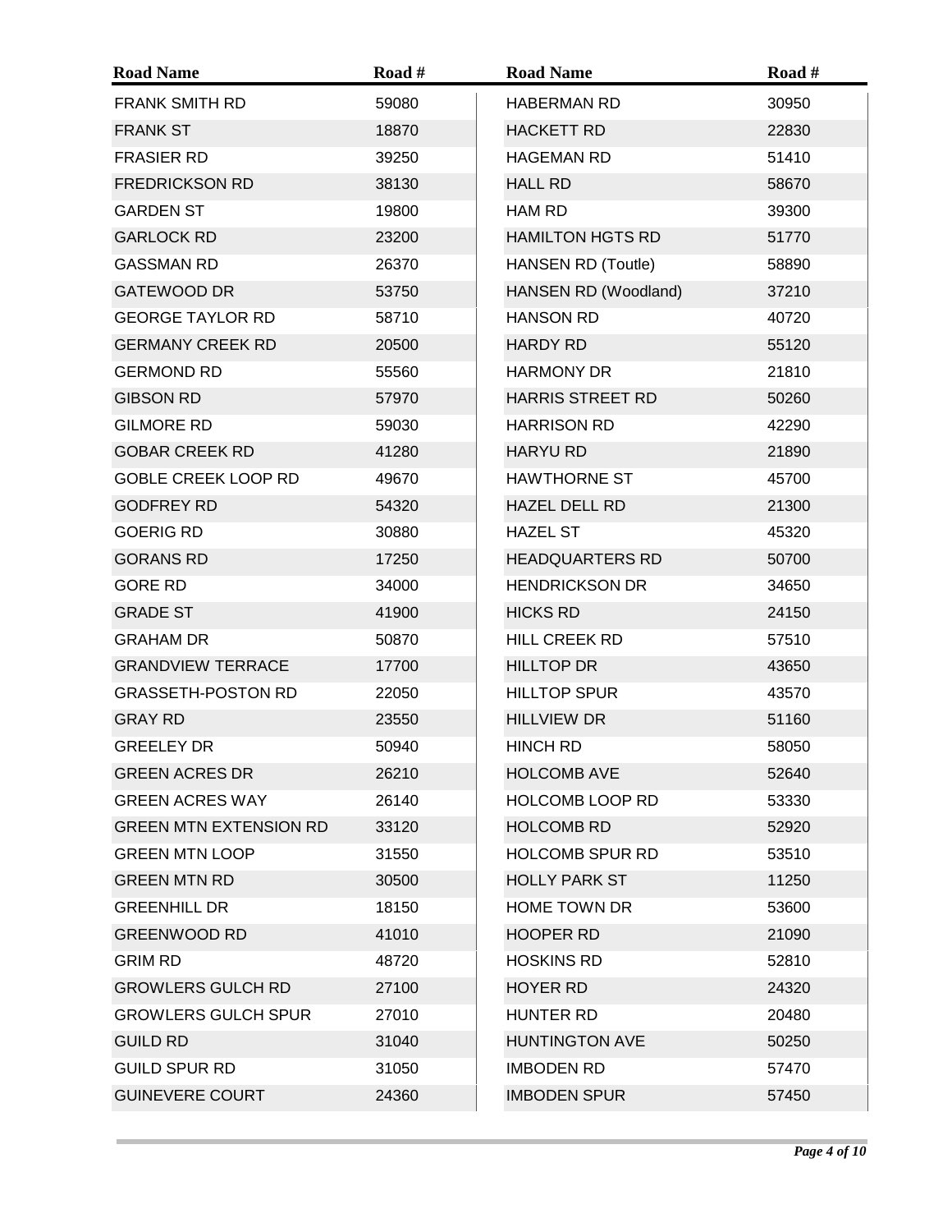| Road Name | Road # | Road Name | Road # |
|---|---|---|---|
| FRANK SMITH RD | 59080 | HABERMAN RD | 30950 |
| FRANK ST | 18870 | HACKETT RD | 22830 |
| FRASIER RD | 39250 | HAGEMAN RD | 51410 |
| FREDRICKSON RD | 38130 | HALL RD | 58670 |
| GARDEN ST | 19800 | HAM RD | 39300 |
| GARLOCK RD | 23200 | HAMILTON HGTS RD | 51770 |
| GASSMAN RD | 26370 | HANSEN RD (Toutle) | 58890 |
| GATEWOOD DR | 53750 | HANSEN RD (Woodland) | 37210 |
| GEORGE TAYLOR RD | 58710 | HANSON RD | 40720 |
| GERMANY CREEK RD | 20500 | HARDY RD | 55120 |
| GERMOND RD | 55560 | HARMONY DR | 21810 |
| GIBSON RD | 57970 | HARRIS STREET RD | 50260 |
| GILMORE RD | 59030 | HARRISON RD | 42290 |
| GOBAR CREEK RD | 41280 | HARYU RD | 21890 |
| GOBLE CREEK LOOP RD | 49670 | HAWTHORNE ST | 45700 |
| GODFREY RD | 54320 | HAZEL DELL RD | 21300 |
| GOERIG RD | 30880 | HAZEL ST | 45320 |
| GORANS RD | 17250 | HEADQUARTERS RD | 50700 |
| GORE RD | 34000 | HENDRICKSON DR | 34650 |
| GRADE ST | 41900 | HICKS RD | 24150 |
| GRAHAM DR | 50870 | HILL CREEK RD | 57510 |
| GRANDVIEW TERRACE | 17700 | HILLTOP DR | 43650 |
| GRASSETH-POSTON RD | 22050 | HILLTOP SPUR | 43570 |
| GRAY RD | 23550 | HILLVIEW DR | 51160 |
| GREELEY DR | 50940 | HINCH RD | 58050 |
| GREEN ACRES DR | 26210 | HOLCOMB AVE | 52640 |
| GREEN ACRES WAY | 26140 | HOLCOMB LOOP RD | 53330 |
| GREEN MTN EXTENSION RD | 33120 | HOLCOMB RD | 52920 |
| GREEN MTN LOOP | 31550 | HOLCOMB SPUR RD | 53510 |
| GREEN MTN RD | 30500 | HOLLY PARK ST | 11250 |
| GREENHILL DR | 18150 | HOME TOWN DR | 53600 |
| GREENWOOD RD | 41010 | HOOPER RD | 21090 |
| GRIM RD | 48720 | HOSKINS RD | 52810 |
| GROWLERS GULCH RD | 27100 | HOYER RD | 24320 |
| GROWLERS GULCH SPUR | 27010 | HUNTER RD | 20480 |
| GUILD RD | 31040 | HUNTINGTON AVE | 50250 |
| GUILD SPUR RD | 31050 | IMBODEN RD | 57470 |
| GUINEVERE COURT | 24360 | IMBODEN SPUR | 57450 |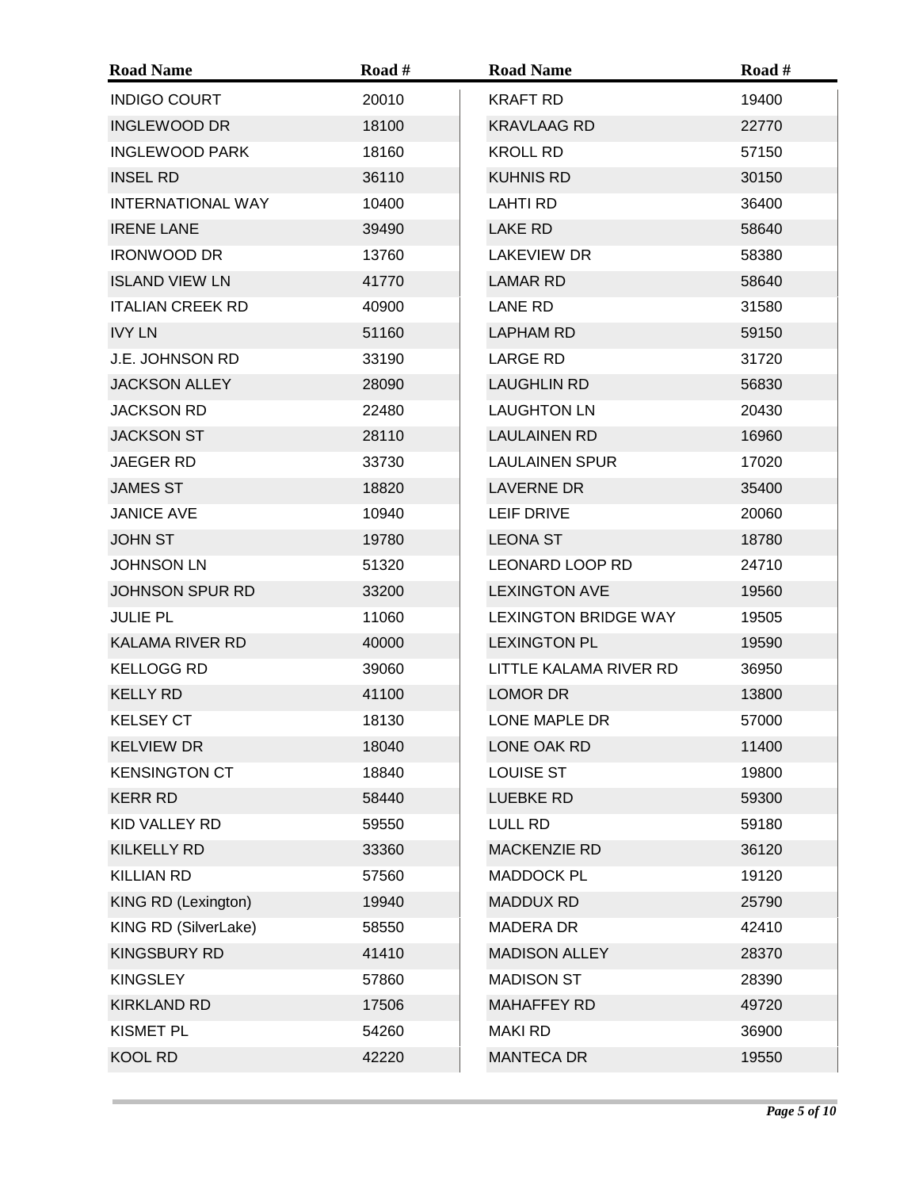| Road Name | Road # |
|---|---|
| INDIGO COURT | 20010 |
| INGLEWOOD DR | 18100 |
| INGLEWOOD PARK | 18160 |
| INSEL RD | 36110 |
| INTERNATIONAL WAY | 10400 |
| IRENE LANE | 39490 |
| IRONWOOD DR | 13760 |
| ISLAND VIEW LN | 41770 |
| ITALIAN CREEK RD | 40900 |
| IVY LN | 51160 |
| J.E. JOHNSON RD | 33190 |
| JACKSON ALLEY | 28090 |
| JACKSON RD | 22480 |
| JACKSON ST | 28110 |
| JAEGER RD | 33730 |
| JAMES ST | 18820 |
| JANICE AVE | 10940 |
| JOHN ST | 19780 |
| JOHNSON LN | 51320 |
| JOHNSON SPUR RD | 33200 |
| JULIE PL | 11060 |
| KALAMA RIVER RD | 40000 |
| KELLOGG RD | 39060 |
| KELLY RD | 41100 |
| KELSEY CT | 18130 |
| KELVIEW DR | 18040 |
| KENSINGTON CT | 18840 |
| KERR RD | 58440 |
| KID VALLEY RD | 59550 |
| KILKELLY RD | 33360 |
| KILLIAN RD | 57560 |
| KING RD (Lexington) | 19940 |
| KING RD (SilverLake) | 58550 |
| KINGSBURY RD | 41410 |
| KINGSLEY | 57860 |
| KIRKLAND RD | 17506 |
| KISMET PL | 54260 |
| KOOL RD | 42220 |
| KRAFT RD | 19400 |
| KRAVLAAG RD | 22770 |
| KROLL RD | 57150 |
| KUHNIS RD | 30150 |
| LAHTI RD | 36400 |
| LAKE RD | 58640 |
| LAKEVIEW DR | 58380 |
| LAMAR RD | 58640 |
| LANE RD | 31580 |
| LAPHAM RD | 59150 |
| LARGE RD | 31720 |
| LAUGHLIN RD | 56830 |
| LAUGHTON LN | 20430 |
| LAULAINEN RD | 16960 |
| LAULAINEN SPUR | 17020 |
| LAVERNE DR | 35400 |
| LEIF DRIVE | 20060 |
| LEONA ST | 18780 |
| LEONARD LOOP RD | 24710 |
| LEXINGTON AVE | 19560 |
| LEXINGTON BRIDGE WAY | 19505 |
| LEXINGTON PL | 19590 |
| LITTLE KALAMA RIVER RD | 36950 |
| LOMOR DR | 13800 |
| LONE MAPLE DR | 57000 |
| LONE OAK RD | 11400 |
| LOUISE ST | 19800 |
| LUEBKE RD | 59300 |
| LULL RD | 59180 |
| MACKENZIE RD | 36120 |
| MADDOCK PL | 19120 |
| MADDUX RD | 25790 |
| MADERA DR | 42410 |
| MADISON ALLEY | 28370 |
| MADISON ST | 28390 |
| MAHAFFEY RD | 49720 |
| MAKI RD | 36900 |
| MANTECA DR | 19550 |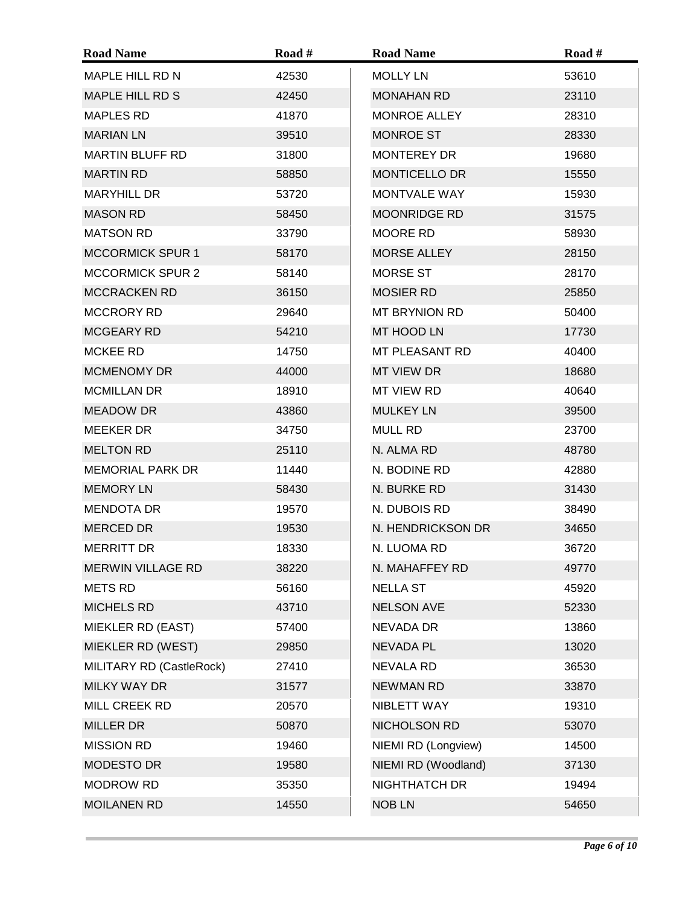| Road Name | Road # | Road Name | Road # |
|---|---|---|---|
| MAPLE HILL RD N | 42530 | MOLLY LN | 53610 |
| MAPLE HILL RD S | 42450 | MONAHAN RD | 23110 |
| MAPLES RD | 41870 | MONROE ALLEY | 28310 |
| MARIAN LN | 39510 | MONROE ST | 28330 |
| MARTIN BLUFF RD | 31800 | MONTEREY DR | 19680 |
| MARTIN RD | 58850 | MONTICELLO DR | 15550 |
| MARYHILL DR | 53720 | MONTVALE WAY | 15930 |
| MASON RD | 58450 | MOONRIDGE RD | 31575 |
| MATSON RD | 33790 | MOORE RD | 58930 |
| MCCORMICK SPUR 1 | 58170 | MORSE ALLEY | 28150 |
| MCCORMICK SPUR 2 | 58140 | MORSE ST | 28170 |
| MCCRACKEN RD | 36150 | MOSIER RD | 25850 |
| MCCRORY RD | 29640 | MT BRYNION RD | 50400 |
| MCGEARY RD | 54210 | MT HOOD LN | 17730 |
| MCKEE RD | 14750 | MT PLEASANT RD | 40400 |
| MCMENOMY DR | 44000 | MT VIEW DR | 18680 |
| MCMILLAN DR | 18910 | MT VIEW RD | 40640 |
| MEADOW DR | 43860 | MULKEY LN | 39500 |
| MEEKER DR | 34750 | MULL RD | 23700 |
| MELTON RD | 25110 | N. ALMA RD | 48780 |
| MEMORIAL PARK DR | 11440 | N. BODINE RD | 42880 |
| MEMORY LN | 58430 | N. BURKE RD | 31430 |
| MENDOTA DR | 19570 | N. DUBOIS RD | 38490 |
| MERCED DR | 19530 | N. HENDRICKSON DR | 34650 |
| MERRITT DR | 18330 | N. LUOMA RD | 36720 |
| MERWIN VILLAGE RD | 38220 | N. MAHAFFEY RD | 49770 |
| METS RD | 56160 | NELLA ST | 45920 |
| MICHELS RD | 43710 | NELSON AVE | 52330 |
| MIEKLER RD (EAST) | 57400 | NEVADA DR | 13860 |
| MIEKLER RD (WEST) | 29850 | NEVADA PL | 13020 |
| MILITARY RD (CastleRock) | 27410 | NEVALA RD | 36530 |
| MILKY WAY DR | 31577 | NEWMAN RD | 33870 |
| MILL CREEK RD | 20570 | NIBLETT WAY | 19310 |
| MILLER DR | 50870 | NICHOLSON RD | 53070 |
| MISSION RD | 19460 | NIEMI RD (Longview) | 14500 |
| MODESTO DR | 19580 | NIEMI RD (Woodland) | 37130 |
| MODROW RD | 35350 | NIGHTHATCH DR | 19494 |
| MOILANEN RD | 14550 | NOB LN | 54650 |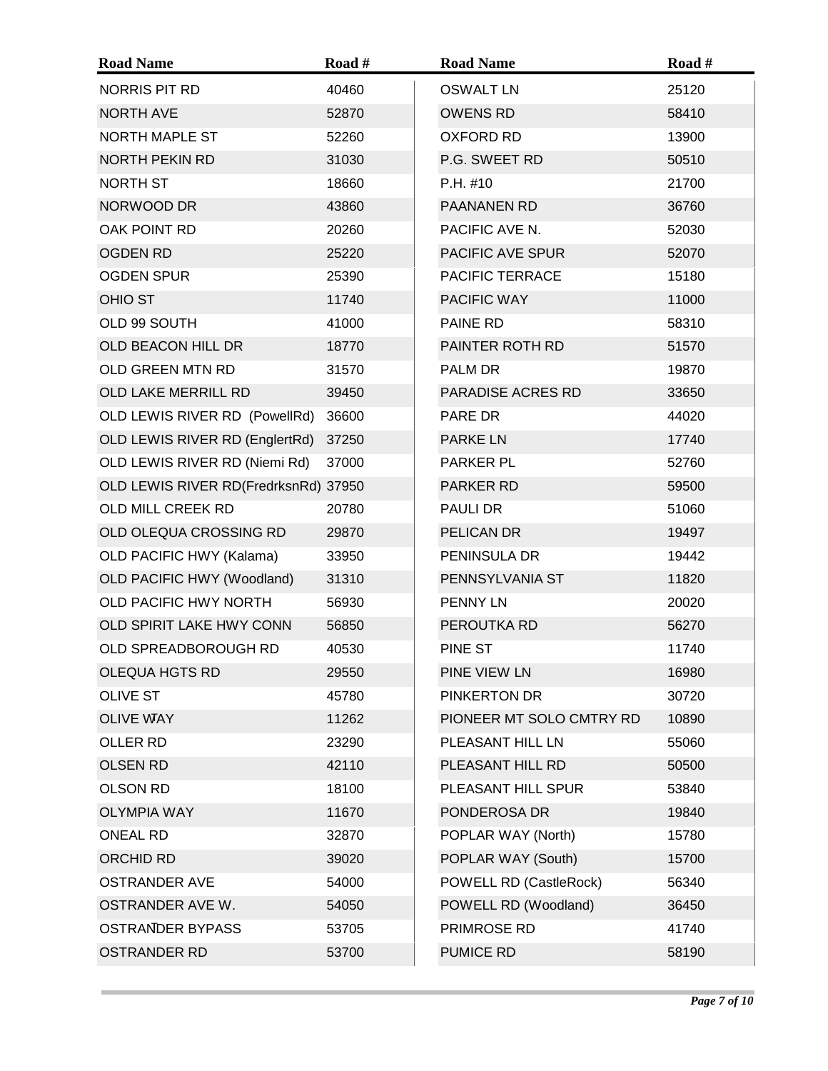| Road Name | Road # | Road Name | Road # |
|---|---|---|---|
| NORRIS PIT RD | 40460 | OSWALT LN | 25120 |
| NORTH AVE | 52870 | OWENS RD | 58410 |
| NORTH MAPLE ST | 52260 | OXFORD RD | 13900 |
| NORTH PEKIN RD | 31030 | P.G. SWEET RD | 50510 |
| NORTH ST | 18660 | P.H. #10 | 21700 |
| NORWOOD DR | 43860 | PAANANEN RD | 36760 |
| OAK POINT RD | 20260 | PACIFIC AVE N. | 52030 |
| OGDEN RD | 25220 | PACIFIC AVE SPUR | 52070 |
| OGDEN SPUR | 25390 | PACIFIC TERRACE | 15180 |
| OHIO ST | 11740 | PACIFIC WAY | 11000 |
| OLD 99 SOUTH | 41000 | PAINE RD | 58310 |
| OLD BEACON HILL DR | 18770 | PAINTER ROTH RD | 51570 |
| OLD GREEN MTN RD | 31570 | PALM DR | 19870 |
| OLD LAKE MERRILL RD | 39450 | PARADISE ACRES RD | 33650 |
| OLD LEWIS RIVER RD (PowellRd) | 36600 | PARE DR | 44020 |
| OLD LEWIS RIVER RD (EnglertRd) | 37250 | PARKE LN | 17740 |
| OLD LEWIS RIVER RD (Niemi Rd) | 37000 | PARKER PL | 52760 |
| OLD LEWIS RIVER RD(FredrksnRd) | 37950 | PARKER RD | 59500 |
| OLD MILL CREEK RD | 20780 | PAULI DR | 51060 |
| OLD OLEQUA CROSSING RD | 29870 | PELICAN DR | 19497 |
| OLD PACIFIC HWY (Kalama) | 33950 | PENINSULA DR | 19442 |
| OLD PACIFIC HWY (Woodland) | 31310 | PENNSYLVANIA ST | 11820 |
| OLD PACIFIC HWY NORTH | 56930 | PENNY LN | 20020 |
| OLD SPIRIT LAKE HWY CONN | 56850 | PEROUTKA RD | 56270 |
| OLD SPREADBOROUGH RD | 40530 | PINE ST | 11740 |
| OLEQUA HGTS RD | 29550 | PINE VIEW LN | 16980 |
| OLIVE ST | 45780 | PINKERTON DR | 30720 |
| OLIVE WAY | 11262 | PIONEER MT SOLO CMTRY RD | 10890 |
| OLLER RD | 23290 | PLEASANT HILL LN | 55060 |
| OLSEN RD | 42110 | PLEASANT HILL RD | 50500 |
| OLSON RD | 18100 | PLEASANT HILL SPUR | 53840 |
| OLYMPIA WAY | 11670 | PONDEROSA DR | 19840 |
| ONEAL RD | 32870 | POPLAR WAY (North) | 15780 |
| ORCHID RD | 39020 | POPLAR WAY (South) | 15700 |
| OSTRANDER AVE | 54000 | POWELL RD (CastleRock) | 56340 |
| OSTRANDER AVE W. | 54050 | POWELL RD (Woodland) | 36450 |
| OSTRANDER BYPASS | 53705 | PRIMROSE RD | 41740 |
| OSTRANDER RD | 53700 | PUMICE RD | 58190 |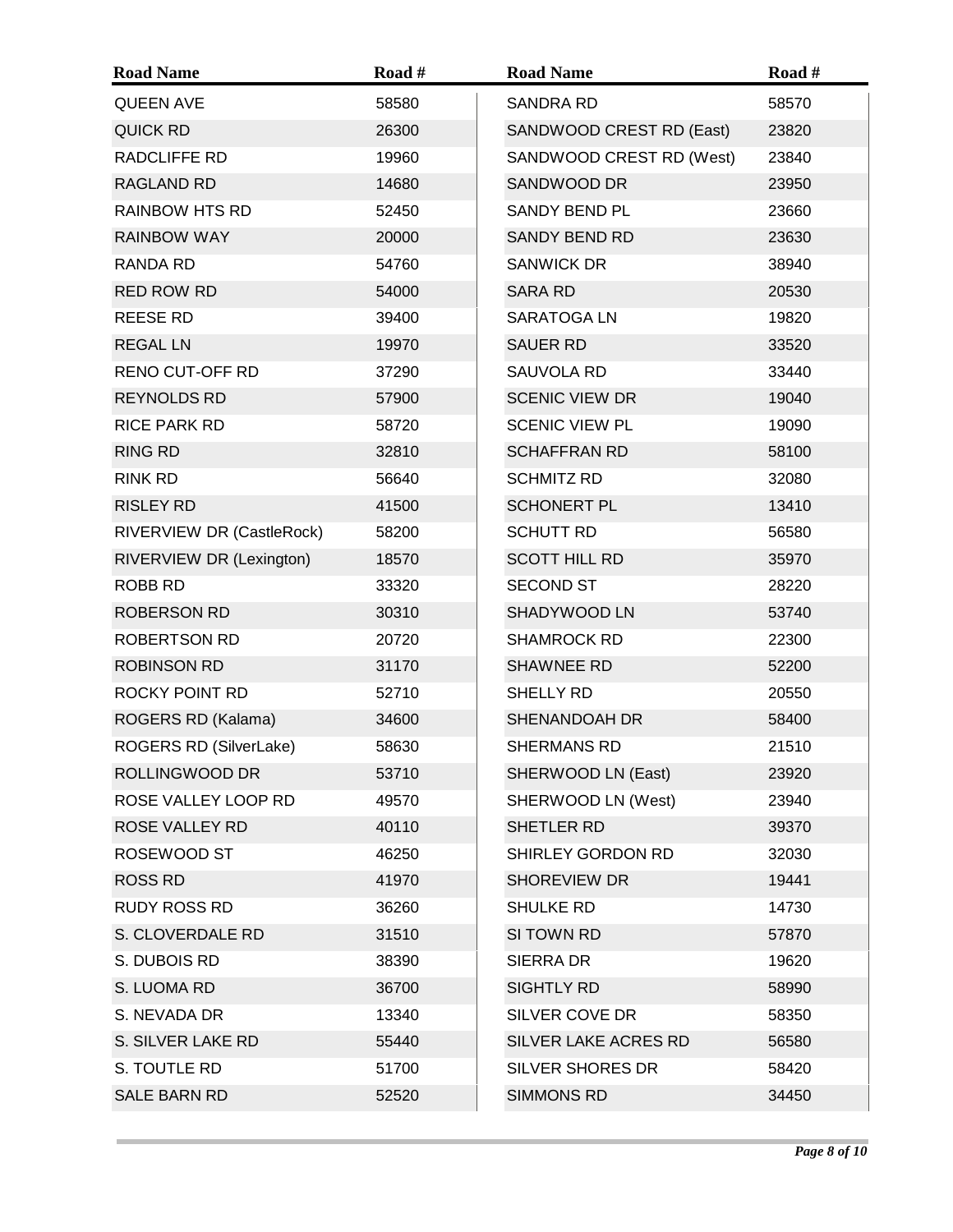| Road Name | Road # | Road Name | Road # |
|---|---|---|---|
| QUEEN AVE | 58580 | SANDRA RD | 58570 |
| QUICK RD | 26300 | SANDWOOD CREST RD (East) | 23820 |
| RADCLIFFE RD | 19960 | SANDWOOD CREST RD (West) | 23840 |
| RAGLAND RD | 14680 | SANDWOOD DR | 23950 |
| RAINBOW HTS RD | 52450 | SANDY BEND PL | 23660 |
| RAINBOW WAY | 20000 | SANDY BEND RD | 23630 |
| RANDA RD | 54760 | SANWICK DR | 38940 |
| RED ROW RD | 54000 | SARA RD | 20530 |
| REESE RD | 39400 | SARATOGA LN | 19820 |
| REGAL LN | 19970 | SAUER RD | 33520 |
| RENO CUT-OFF RD | 37290 | SAUVOLA RD | 33440 |
| REYNOLDS RD | 57900 | SCENIC VIEW DR | 19040 |
| RICE PARK RD | 58720 | SCENIC VIEW PL | 19090 |
| RING RD | 32810 | SCHAFFRAN RD | 58100 |
| RINK RD | 56640 | SCHMITZ RD | 32080 |
| RISLEY RD | 41500 | SCHONERT PL | 13410 |
| RIVERVIEW DR (CastleRock) | 58200 | SCHUTT RD | 56580 |
| RIVERVIEW DR (Lexington) | 18570 | SCOTT HILL RD | 35970 |
| ROBB RD | 33320 | SECOND ST | 28220 |
| ROBERSON RD | 30310 | SHADYWOOD LN | 53740 |
| ROBERTSON RD | 20720 | SHAMROCK RD | 22300 |
| ROBINSON RD | 31170 | SHAWNEE RD | 52200 |
| ROCKY POINT RD | 52710 | SHELLY RD | 20550 |
| ROGERS RD (Kalama) | 34600 | SHENANDOAH DR | 58400 |
| ROGERS RD (SilverLake) | 58630 | SHERMANS RD | 21510 |
| ROLLINGWOOD DR | 53710 | SHERWOOD LN (East) | 23920 |
| ROSE VALLEY LOOP RD | 49570 | SHERWOOD LN (West) | 23940 |
| ROSE VALLEY RD | 40110 | SHETLER RD | 39370 |
| ROSEWOOD ST | 46250 | SHIRLEY GORDON RD | 32030 |
| ROSS RD | 41970 | SHOREVIEW DR | 19441 |
| RUDY ROSS RD | 36260 | SHULKE RD | 14730 |
| S. CLOVERDALE RD | 31510 | SI TOWN RD | 57870 |
| S. DUBOIS RD | 38390 | SIERRA DR | 19620 |
| S. LUOMA RD | 36700 | SIGHTLY RD | 58990 |
| S. NEVADA DR | 13340 | SILVER COVE DR | 58350 |
| S. SILVER LAKE RD | 55440 | SILVER LAKE ACRES RD | 56580 |
| S. TOUTLE RD | 51700 | SILVER SHORES DR | 58420 |
| SALE BARN RD | 52520 | SIMMONS RD | 34450 |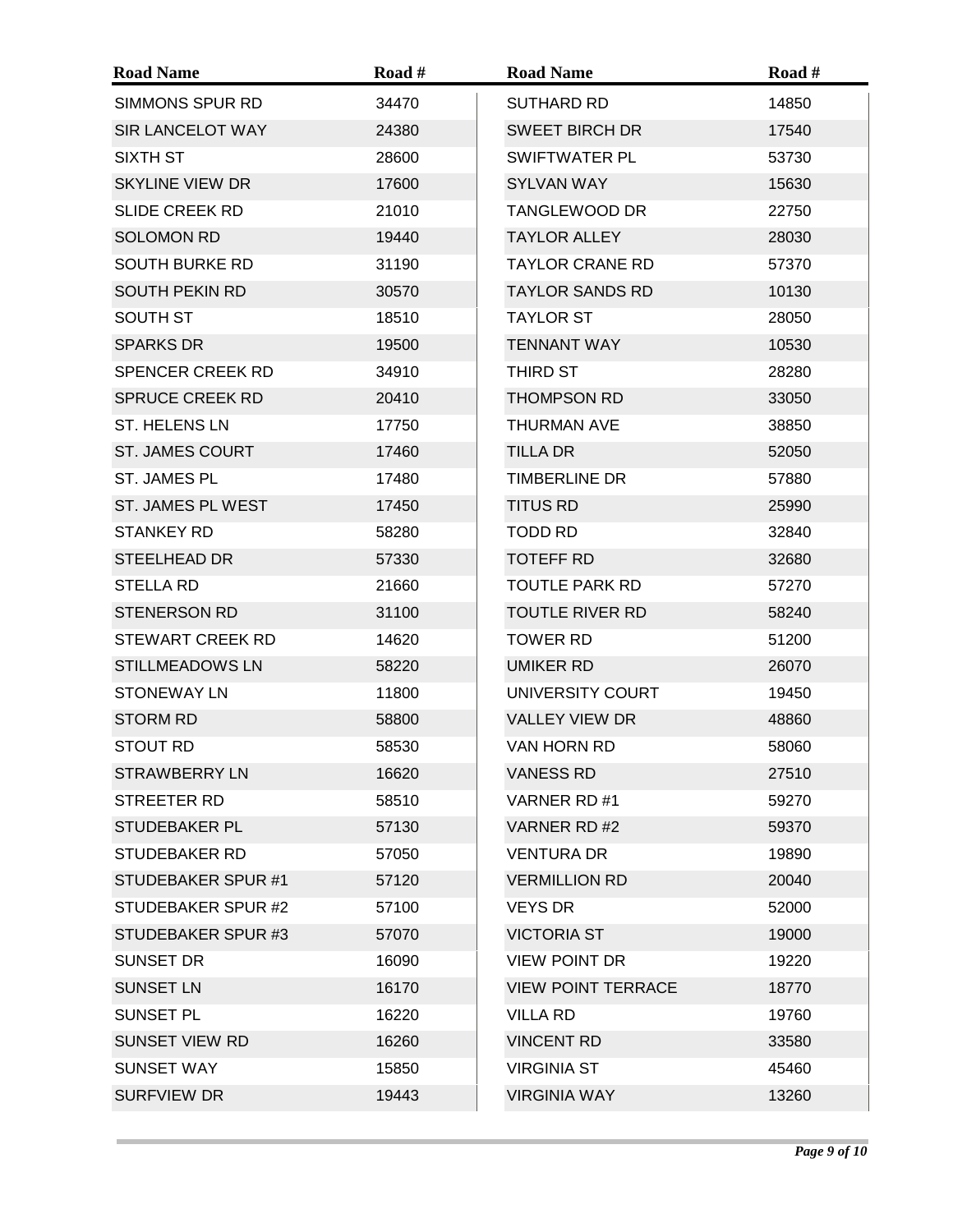| Road Name | Road # | Road Name | Road # |
|---|---|---|---|
| SIMMONS SPUR RD | 34470 | SUTHARD RD | 14850 |
| SIR LANCELOT WAY | 24380 | SWEET BIRCH DR | 17540 |
| SIXTH ST | 28600 | SWIFTWATER PL | 53730 |
| SKYLINE VIEW DR | 17600 | SYLVAN WAY | 15630 |
| SLIDE CREEK RD | 21010 | TANGLEWOOD DR | 22750 |
| SOLOMON RD | 19440 | TAYLOR ALLEY | 28030 |
| SOUTH BURKE RD | 31190 | TAYLOR CRANE RD | 57370 |
| SOUTH PEKIN RD | 30570 | TAYLOR SANDS RD | 10130 |
| SOUTH ST | 18510 | TAYLOR ST | 28050 |
| SPARKS DR | 19500 | TENNANT WAY | 10530 |
| SPENCER CREEK RD | 34910 | THIRD ST | 28280 |
| SPRUCE CREEK RD | 20410 | THOMPSON RD | 33050 |
| ST. HELENS LN | 17750 | THURMAN AVE | 38850 |
| ST. JAMES COURT | 17460 | TILLA DR | 52050 |
| ST. JAMES PL | 17480 | TIMBERLINE DR | 57880 |
| ST. JAMES PL WEST | 17450 | TITUS RD | 25990 |
| STANKEY RD | 58280 | TODD RD | 32840 |
| STEELHEAD DR | 57330 | TOTEFF RD | 32680 |
| STELLA RD | 21660 | TOUTLE PARK RD | 57270 |
| STENERSON RD | 31100 | TOUTLE RIVER RD | 58240 |
| STEWART CREEK RD | 14620 | TOWER RD | 51200 |
| STILLMEADOWS LN | 58220 | UMIKER RD | 26070 |
| STONEWAY LN | 11800 | UNIVERSITY COURT | 19450 |
| STORM RD | 58800 | VALLEY VIEW DR | 48860 |
| STOUT RD | 58530 | VAN HORN RD | 58060 |
| STRAWBERRY LN | 16620 | VANESS RD | 27510 |
| STREETER RD | 58510 | VARNER RD #1 | 59270 |
| STUDEBAKER PL | 57130 | VARNER RD #2 | 59370 |
| STUDEBAKER RD | 57050 | VENTURA DR | 19890 |
| STUDEBAKER SPUR #1 | 57120 | VERMILLION RD | 20040 |
| STUDEBAKER SPUR #2 | 57100 | VEYS DR | 52000 |
| STUDEBAKER SPUR #3 | 57070 | VICTORIA ST | 19000 |
| SUNSET DR | 16090 | VIEW POINT DR | 19220 |
| SUNSET LN | 16170 | VIEW POINT TERRACE | 18770 |
| SUNSET PL | 16220 | VILLA RD | 19760 |
| SUNSET VIEW RD | 16260 | VINCENT RD | 33580 |
| SUNSET WAY | 15850 | VIRGINIA ST | 45460 |
| SURFVIEW DR | 19443 | VIRGINIA WAY | 13260 |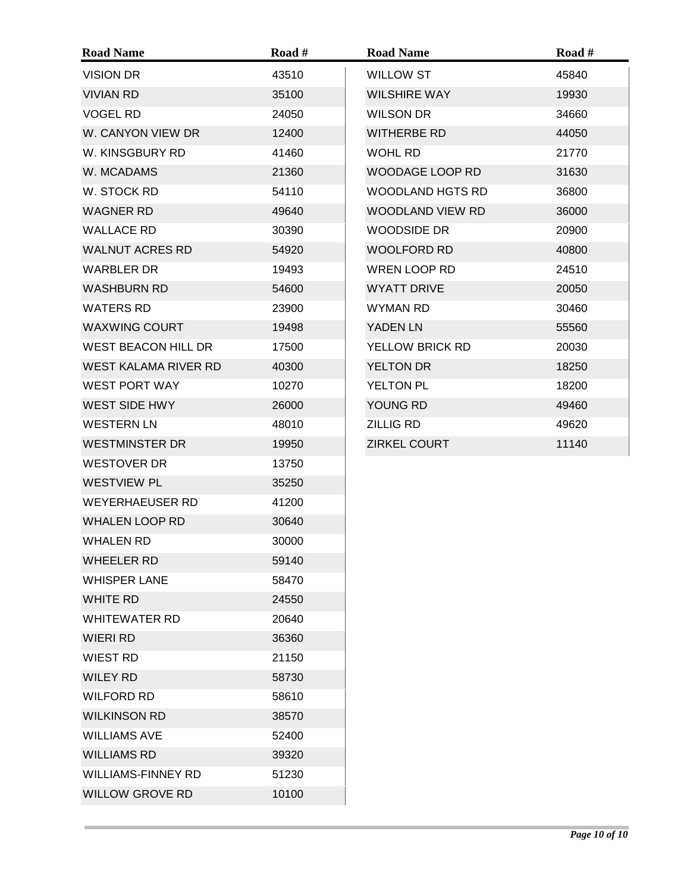| Road Name | Road # | Road Name | Road # |
|---|---|---|---|
| VISION DR | 43510 | WILLOW ST | 45840 |
| VIVIAN RD | 35100 | WILSHIRE WAY | 19930 |
| VOGEL RD | 24050 | WILSON DR | 34660 |
| W. CANYON VIEW DR | 12400 | WITHERBE RD | 44050 |
| W. KINSGBURY RD | 41460 | WOHL RD | 21770 |
| W. MCADAMS | 21360 | WOODAGE LOOP RD | 31630 |
| W. STOCK RD | 54110 | WOODLAND HGTS RD | 36800 |
| WAGNER RD | 49640 | WOODLAND VIEW RD | 36000 |
| WALLACE RD | 30390 | WOODSIDE DR | 20900 |
| WALNUT ACRES RD | 54920 | WOOLFORD RD | 40800 |
| WARBLER DR | 19493 | WREN LOOP RD | 24510 |
| WASHBURN RD | 54600 | WYATT DRIVE | 20050 |
| WATERS RD | 23900 | WYMAN RD | 30460 |
| WAXWING COURT | 19498 | YADEN LN | 55560 |
| WEST BEACON HILL DR | 17500 | YELLOW BRICK RD | 20030 |
| WEST KALAMA RIVER RD | 40300 | YELTON DR | 18250 |
| WEST PORT WAY | 10270 | YELTON PL | 18200 |
| WEST SIDE HWY | 26000 | YOUNG RD | 49460 |
| WESTERN LN | 48010 | ZILLIG RD | 49620 |
| WESTMINSTER DR | 19950 | ZIRKEL COURT | 11140 |
| WESTOVER DR | 13750 | | |
| WESTVIEW PL | 35250 | | |
| WEYERHAEUSER RD | 41200 | | |
| WHALEN LOOP RD | 30640 | | |
| WHALEN RD | 30000 | | |
| WHEELER RD | 59140 | | |
| WHISPER LANE | 58470 | | |
| WHITE RD | 24550 | | |
| WHITEWATER RD | 20640 | | |
| WIERI RD | 36360 | | |
| WIEST RD | 21150 | | |
| WILEY RD | 58730 | | |
| WILFORD RD | 58610 | | |
| WILKINSON RD | 38570 | | |
| WILLIAMS AVE | 52400 | | |
| WILLIAMS RD | 39320 | | |
| WILLIAMS-FINNEY RD | 51230 | | |
| WILLOW GROVE RD | 10100 | | |